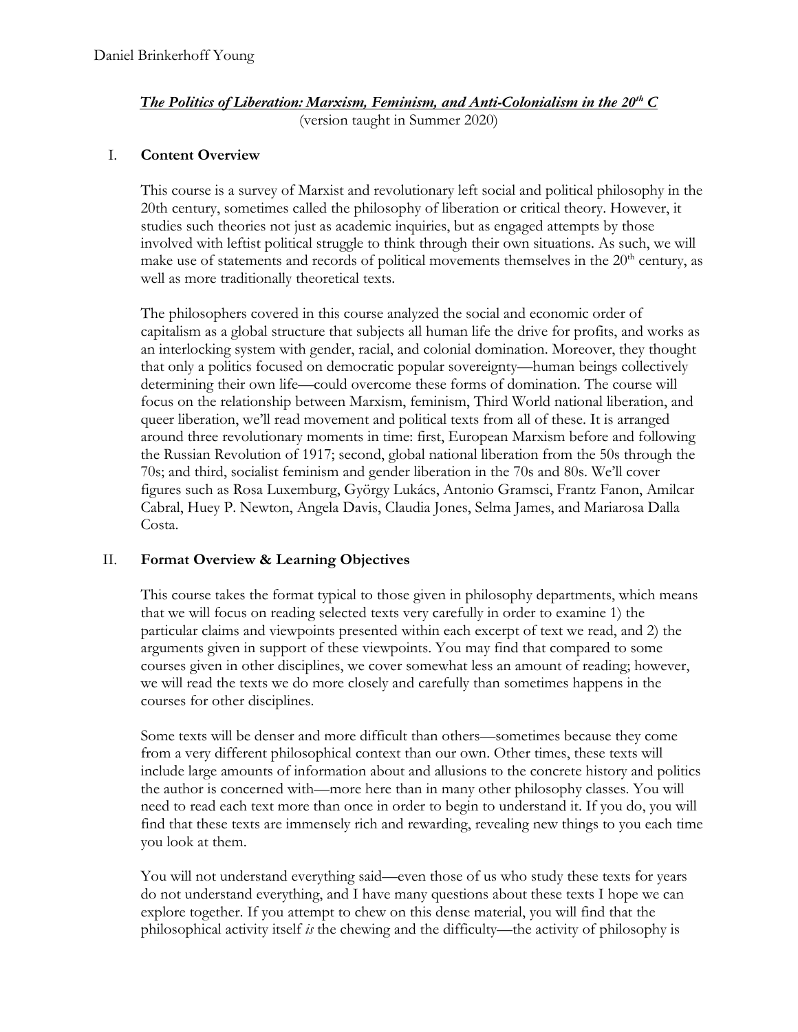Daniel Brinkerhoff Young

***The Politics of Liberation: Marxism, Feminism, and Anti-Colonialism in the 20th C***
(version taught in Summer 2020)

## I. Content Overview

This course is a survey of Marxist and revolutionary left social and political philosophy in the 20th century, sometimes called the philosophy of liberation or critical theory. However, it studies such theories not just as academic inquiries, but as engaged attempts by those involved with leftist political struggle to think through their own situations. As such, we will make use of statements and records of political movements themselves in the 20th century, as well as more traditionally theoretical texts.

The philosophers covered in this course analyzed the social and economic order of capitalism as a global structure that subjects all human life the drive for profits, and works as an interlocking system with gender, racial, and colonial domination. Moreover, they thought that only a politics focused on democratic popular sovereignty—human beings collectively determining their own life—could overcome these forms of domination. The course will focus on the relationship between Marxism, feminism, Third World national liberation, and queer liberation, we'll read movement and political texts from all of these. It is arranged around three revolutionary moments in time: first, European Marxism before and following the Russian Revolution of 1917; second, global national liberation from the 50s through the 70s; and third, socialist feminism and gender liberation in the 70s and 80s. We'll cover figures such as Rosa Luxemburg, György Lukács, Antonio Gramsci, Frantz Fanon, Amilcar Cabral, Huey P. Newton, Angela Davis, Claudia Jones, Selma James, and Mariarosa Dalla Costa.

## II. Format Overview & Learning Objectives

This course takes the format typical to those given in philosophy departments, which means that we will focus on reading selected texts very carefully in order to examine 1) the particular claims and viewpoints presented within each excerpt of text we read, and 2) the arguments given in support of these viewpoints. You may find that compared to some courses given in other disciplines, we cover somewhat less an amount of reading; however, we will read the texts we do more closely and carefully than sometimes happens in the courses for other disciplines.

Some texts will be denser and more difficult than others—sometimes because they come from a very different philosophical context than our own. Other times, these texts will include large amounts of information about and allusions to the concrete history and politics the author is concerned with—more here than in many other philosophy classes. You will need to read each text more than once in order to begin to understand it. If you do, you will find that these texts are immensely rich and rewarding, revealing new things to you each time you look at them.

You will not understand everything said—even those of us who study these texts for years do not understand everything, and I have many questions about these texts I hope we can explore together. If you attempt to chew on this dense material, you will find that the philosophical activity itself *is* the chewing and the difficulty—the activity of philosophy is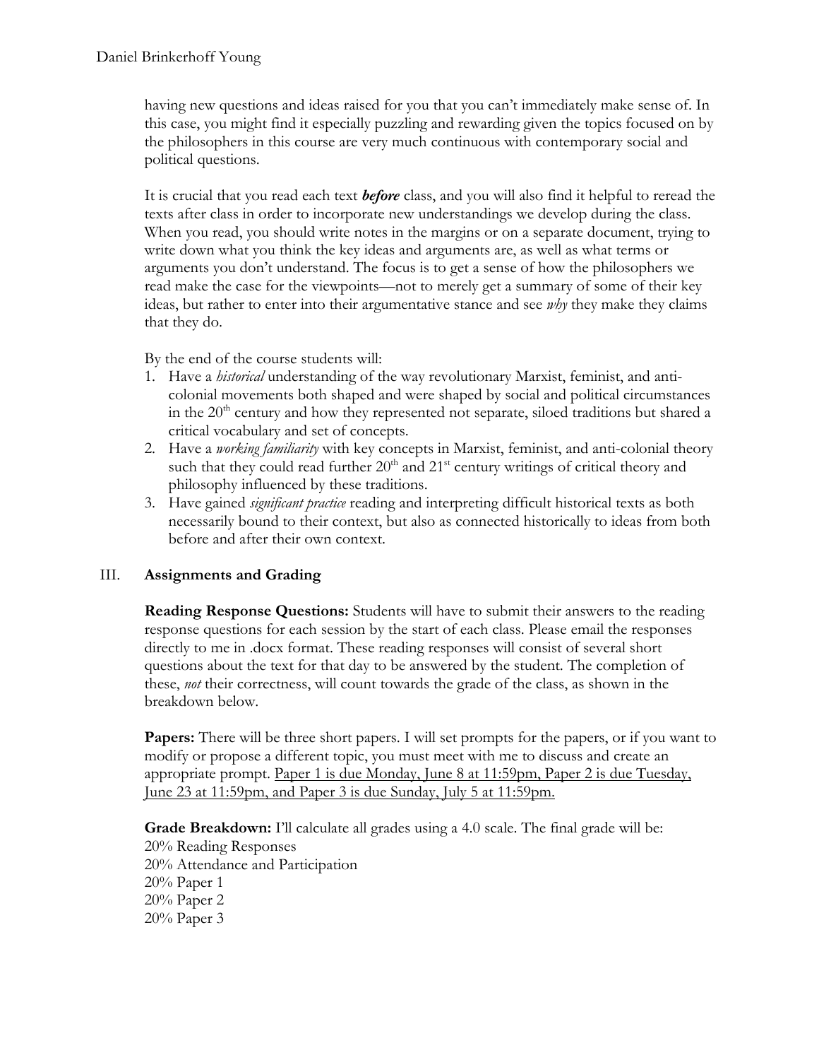having new questions and ideas raised for you that you can't immediately make sense of. In this case, you might find it especially puzzling and rewarding given the topics focused on by the philosophers in this course are very much continuous with contemporary social and political questions.

It is crucial that you read each text ***before*** class, and you will also find it helpful to reread the texts after class in order to incorporate new understandings we develop during the class. When you read, you should write notes in the margins or on a separate document, trying to write down what you think the key ideas and arguments are, as well as what terms or arguments you don't understand. The focus is to get a sense of how the philosophers we read make the case for the viewpoints—not to merely get a summary of some of their key ideas, but rather to enter into their argumentative stance and see *why* they make they claims that they do.

By the end of the course students will:

1. Have a *historical* understanding of the way revolutionary Marxist, feminist, and anti-colonial movements both shaped and were shaped by social and political circumstances in the 20th century and how they represented not separate, siloed traditions but shared a critical vocabulary and set of concepts.
2. Have a *working familiarity* with key concepts in Marxist, feminist, and anti-colonial theory such that they could read further 20th and 21st century writings of critical theory and philosophy influenced by these traditions.
3. Have gained *significant practice* reading and interpreting difficult historical texts as both necessarily bound to their context, but also as connected historically to ideas from both before and after their own context.

## III. Assignments and Grading

**Reading Response Questions:** Students will have to submit their answers to the reading response questions for each session by the start of each class. Please email the responses directly to me in .docx format. These reading responses will consist of several short questions about the text for that day to be answered by the student. The completion of these, *not* their correctness, will count towards the grade of the class, as shown in the breakdown below.

**Papers:** There will be three short papers. I will set prompts for the papers, or if you want to modify or propose a different topic, you must meet with me to discuss and create an appropriate prompt. <u>Paper 1 is due Monday, June 8 at 11:59pm, Paper 2 is due Tuesday, June 23 at 11:59pm, and Paper 3 is due Sunday, July 5 at 11:59pm.</u>

**Grade Breakdown:** I'll calculate all grades using a 4.0 scale. The final grade will be:
20% Reading Responses
20% Attendance and Participation
20% Paper 1
20% Paper 2
20% Paper 3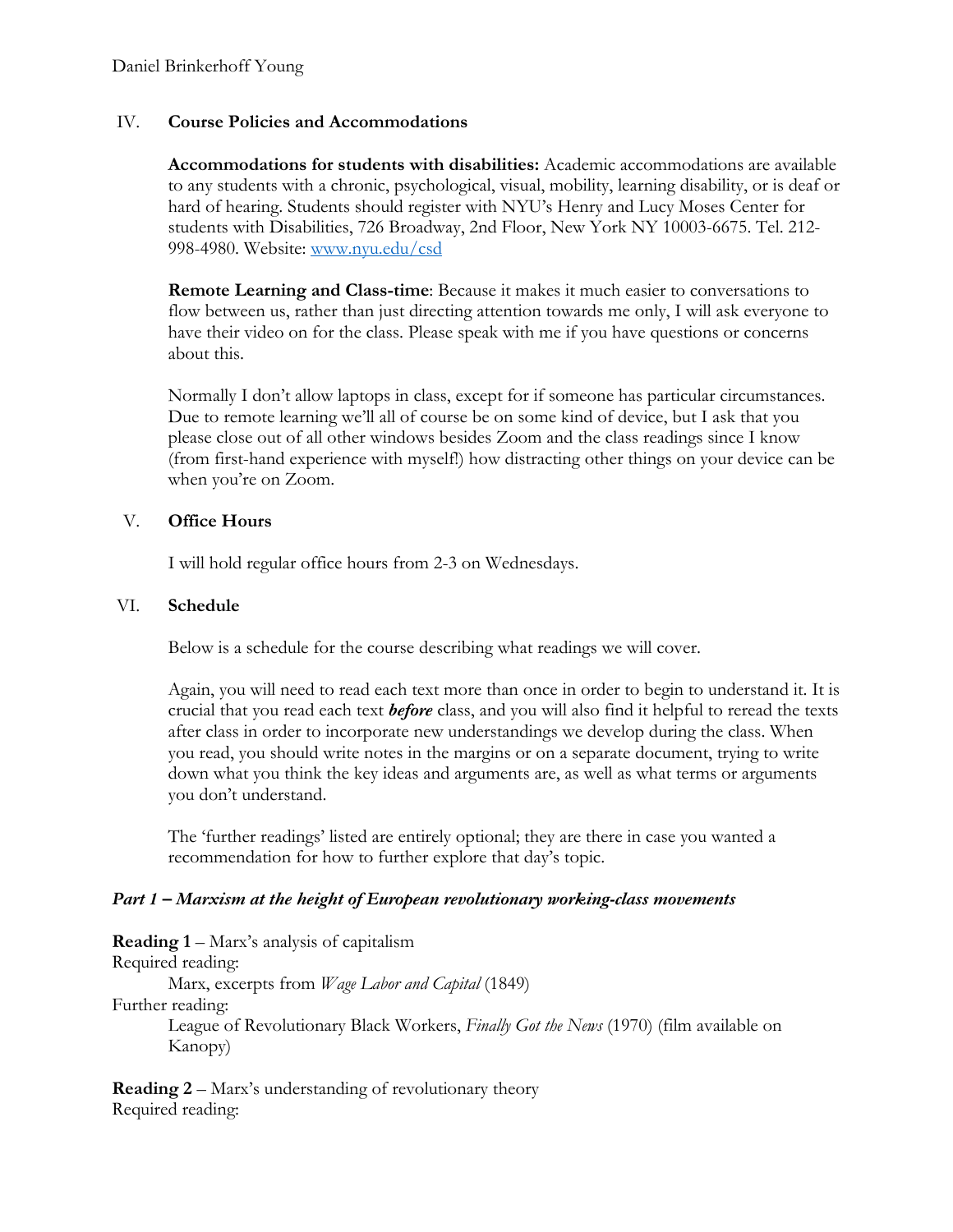## IV. Course Policies and Accommodations

**Accommodations for students with disabilities:** Academic accommodations are available to any students with a chronic, psychological, visual, mobility, learning disability, or is deaf or hard of hearing. Students should register with NYU's Henry and Lucy Moses Center for students with Disabilities, 726 Broadway, 2nd Floor, New York NY 10003-6675. Tel. 212-998-4980. Website: [www.nyu.edu/csd](www.nyu.edu/csd)

**Remote Learning and Class-time**: Because it makes it much easier to conversations to flow between us, rather than just directing attention towards me only, I will ask everyone to have their video on for the class. Please speak with me if you have questions or concerns about this.

Normally I don't allow laptops in class, except for if someone has particular circumstances. Due to remote learning we'll all of course be on some kind of device, but I ask that you please close out of all other windows besides Zoom and the class readings since I know (from first-hand experience with myself!) how distracting other things on your device can be when you're on Zoom.

## V. Office Hours

I will hold regular office hours from 2-3 on Wednesdays.

## VI. Schedule

Below is a schedule for the course describing what readings we will cover.

Again, you will need to read each text more than once in order to begin to understand it. It is crucial that you read each text ***before*** class, and you will also find it helpful to reread the texts after class in order to incorporate new understandings we develop during the class. When you read, you should write notes in the margins or on a separate document, trying to write down what you think the key ideas and arguments are, as well as what terms or arguments you don't understand.

The 'further readings' listed are entirely optional; they are there in case you wanted a recommendation for how to further explore that day's topic.

### *Part 1 – Marxism at the height of European revolutionary working-class movements*

**Reading 1** – Marx's analysis of capitalism
Required reading:
Marx, excerpts from *Wage Labor and Capital* (1849)
Further reading:
League of Revolutionary Black Workers, *Finally Got the News* (1970) (film available on Kanopy)

**Reading 2** – Marx's understanding of revolutionary theory
Required reading: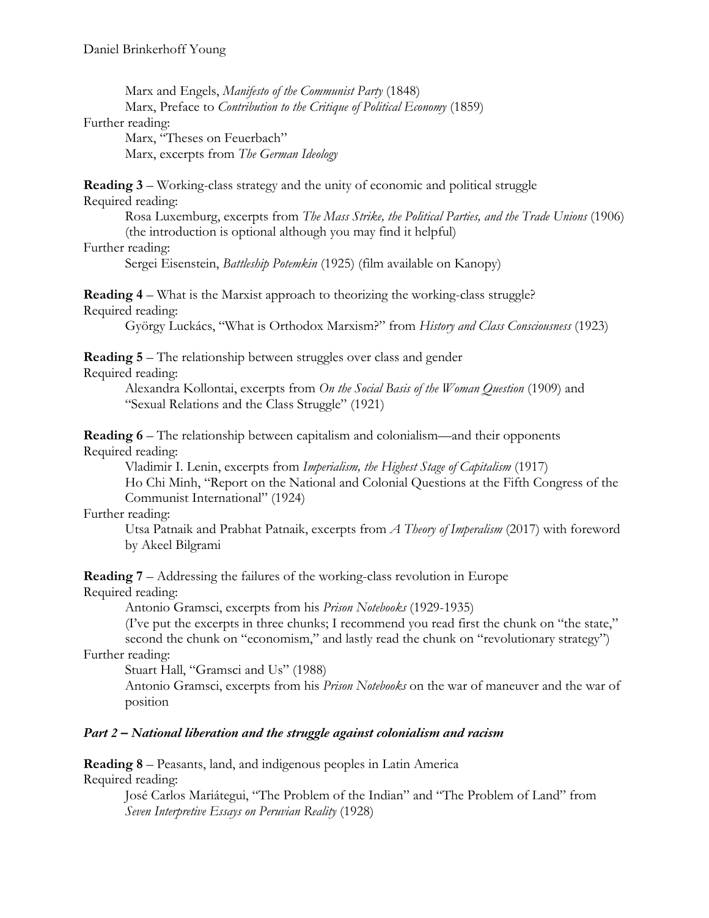Marx and Engels, *Manifesto of the Communist Party* (1848)
Marx, Preface to *Contribution to the Critique of Political Economy* (1859)

Further reading:
Marx, "Theses on Feuerbach"
Marx, excerpts from *The German Ideology*

**Reading 3** – Working-class strategy and the unity of economic and political struggle

Required reading:
Rosa Luxemburg, excerpts from *The Mass Strike, the Political Parties, and the Trade Unions* (1906) (the introduction is optional although you may find it helpful)

Further reading:
Sergei Eisenstein, *Battleship Potemkin* (1925) (film available on Kanopy)

**Reading 4** – What is the Marxist approach to theorizing the working-class struggle?

Required reading:
György Luckács, "What is Orthodox Marxism?" from *History and Class Consciousness* (1923)

**Reading 5** – The relationship between struggles over class and gender

Required reading:
Alexandra Kollontai, excerpts from *On the Social Basis of the Woman Question* (1909) and "Sexual Relations and the Class Struggle" (1921)

**Reading 6** – The relationship between capitalism and colonialism—and their opponents

Required reading:
Vladimir I. Lenin, excerpts from *Imperialism, the Highest Stage of Capitalism* (1917)
Ho Chi Minh, "Report on the National and Colonial Questions at the Fifth Congress of the Communist International" (1924)

Further reading:
Utsa Patnaik and Prabhat Patnaik, excerpts from *A Theory of Imperialism* (2017) with foreword by Akeel Bilgrami

**Reading 7** – Addressing the failures of the working-class revolution in Europe

Required reading:
Antonio Gramsci, excerpts from his *Prison Notebooks* (1929-1935)
(I've put the excerpts in three chunks; I recommend you read first the chunk on "the state," second the chunk on "economism," and lastly read the chunk on "revolutionary strategy")

Further reading:
Stuart Hall, "Gramsci and Us" (1988)
Antonio Gramsci, excerpts from his *Prison Notebooks* on the war of maneuver and the war of position

### *Part 2 – National liberation and the struggle against colonialism and racism*

**Reading 8** – Peasants, land, and indigenous peoples in Latin America

Required reading:
José Carlos Mariátegui, "The Problem of the Indian" and "The Problem of Land" from *Seven Interpretive Essays on Peruvian Reality* (1928)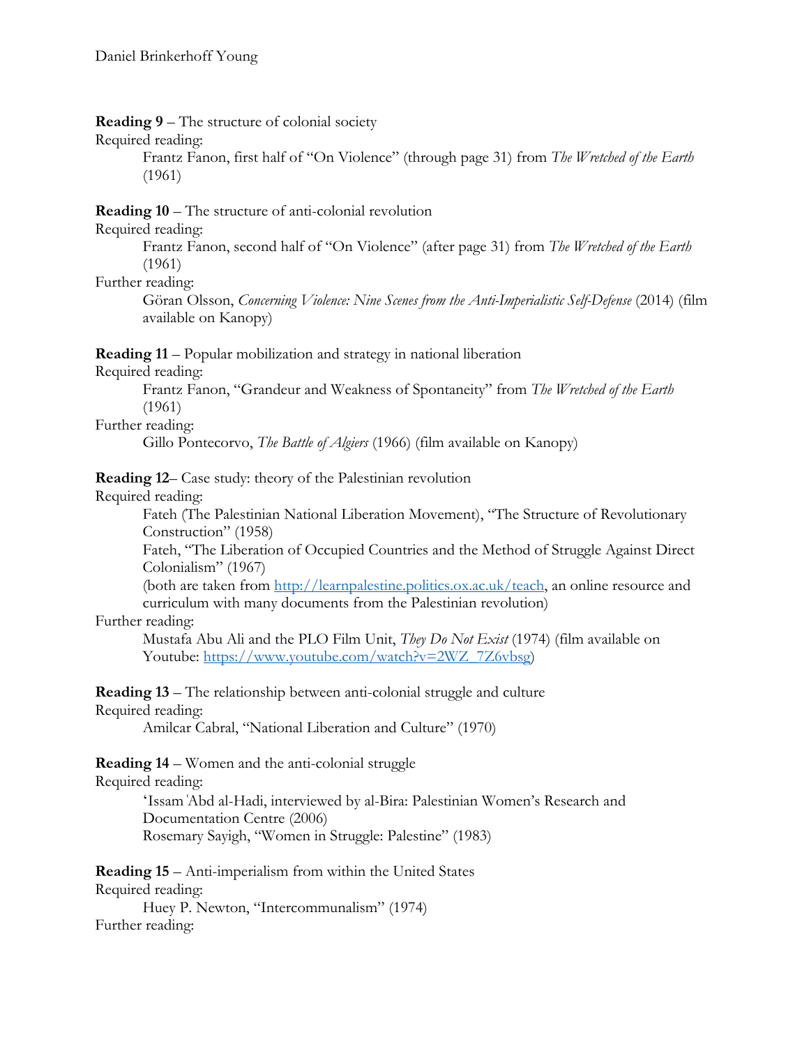**Reading 9** – The structure of colonial society

Required reading:

Frantz Fanon, first half of "On Violence" (through page 31) from *The Wretched of the Earth* (1961)

**Reading 10** – The structure of anti-colonial revolution

Required reading:

Frantz Fanon, second half of "On Violence" (after page 31) from *The Wretched of the Earth* (1961)

Further reading:

Göran Olsson, *Concerning Violence: Nine Scenes from the Anti-Imperialistic Self-Defense* (2014) (film available on Kanopy)

**Reading 11** – Popular mobilization and strategy in national liberation

Required reading:

Frantz Fanon, "Grandeur and Weakness of Spontaneity" from *The Wretched of the Earth* (1961)

Further reading:

Gillo Pontecorvo, *The Battle of Algiers* (1966) (film available on Kanopy)

**Reading 12**– Case study: theory of the Palestinian revolution

Required reading:

Fateh (The Palestinian National Liberation Movement), "The Structure of Revolutionary Construction" (1958)

Fateh, "The Liberation of Occupied Countries and the Method of Struggle Against Direct Colonialism" (1967)

(both are taken from http://learnpalestine.politics.ox.ac.uk/teach, an online resource and curriculum with many documents from the Palestinian revolution)

Further reading:

Mustafa Abu Ali and the PLO Film Unit, *They Do Not Exist* (1974) (film available on Youtube: https://www.youtube.com/watch?v=2WZ_7Z6vbsg)

**Reading 13** – The relationship between anti-colonial struggle and culture

Required reading:

Amilcar Cabral, "National Liberation and Culture" (1970)

**Reading 14** – Women and the anti-colonial struggle

Required reading:

'Issam ʿAbd al-Hadi, interviewed by al-Bira: Palestinian Women's Research and Documentation Centre (2006)

Rosemary Sayigh, "Women in Struggle: Palestine" (1983)

**Reading 15** – Anti-imperialism from within the United States

Required reading:

Huey P. Newton, "Intercommunalism" (1974)

Further reading: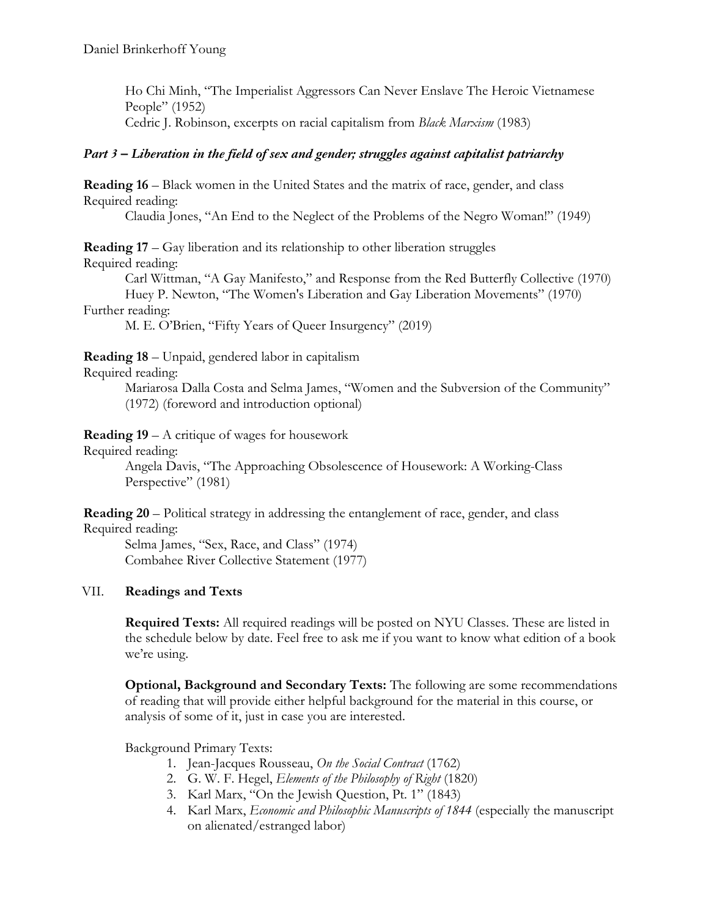Ho Chi Minh, "The Imperialist Aggressors Can Never Enslave The Heroic Vietnamese People" (1952)
Cedric J. Robinson, excerpts on racial capitalism from *Black Marxism* (1983)

### *Part 3 – Liberation in the field of sex and gender; struggles against capitalist patriarchy*

**Reading 16** – Black women in the United States and the matrix of race, gender, and class
Required reading:
Claudia Jones, "An End to the Neglect of the Problems of the Negro Woman!" (1949)

**Reading 17** – Gay liberation and its relationship to other liberation struggles
Required reading:
Carl Wittman, "A Gay Manifesto," and Response from the Red Butterfly Collective (1970)
Huey P. Newton, "The Women's Liberation and Gay Liberation Movements" (1970)
Further reading:
M. E. O'Brien, "Fifty Years of Queer Insurgency" (2019)

**Reading 18** – Unpaid, gendered labor in capitalism
Required reading:
Mariarosa Dalla Costa and Selma James, "Women and the Subversion of the Community" (1972) (foreword and introduction optional)

**Reading 19** – A critique of wages for housework
Required reading:
Angela Davis, "The Approaching Obsolescence of Housework: A Working-Class Perspective" (1981)

**Reading 20** – Political strategy in addressing the entanglement of race, gender, and class
Required reading:
Selma James, "Sex, Race, and Class" (1974)
Combahee River Collective Statement (1977)

## VII. **Readings and Texts**

**Required Texts:** All required readings will be posted on NYU Classes. These are listed in the schedule below by date. Feel free to ask me if you want to know what edition of a book we're using.

**Optional, Background and Secondary Texts:** The following are some recommendations of reading that will provide either helpful background for the material in this course, or analysis of some of it, just in case you are interested.

Background Primary Texts:

1. Jean-Jacques Rousseau, *On the Social Contract* (1762)
2. G. W. F. Hegel, *Elements of the Philosophy of Right* (1820)
3. Karl Marx, "On the Jewish Question, Pt. 1" (1843)
4. Karl Marx, *Economic and Philosophic Manuscripts of 1844* (especially the manuscript on alienated/estranged labor)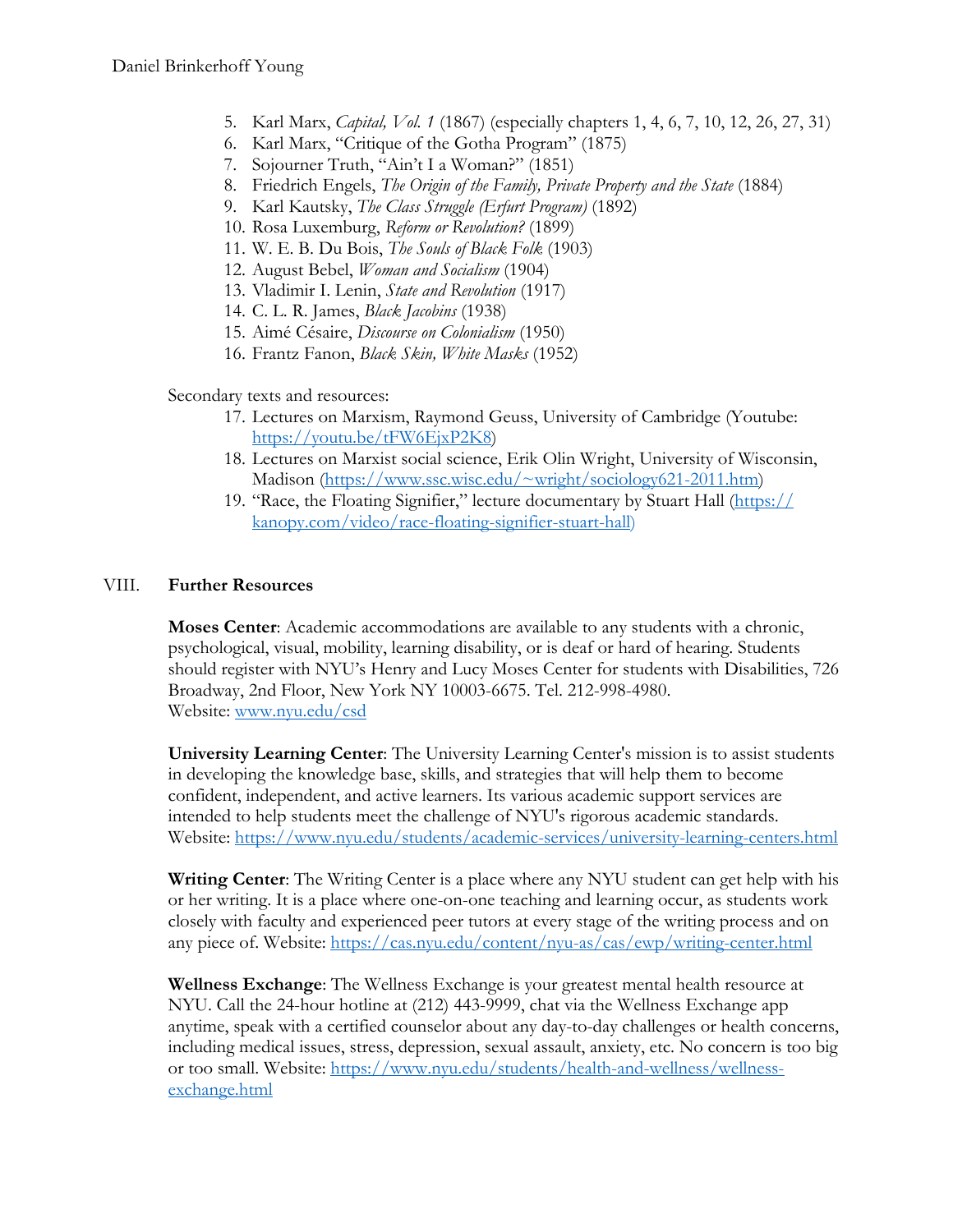5. Karl Marx, *Capital, Vol. 1* (1867) (especially chapters 1, 4, 6, 7, 10, 12, 26, 27, 31)
6. Karl Marx, "Critique of the Gotha Program" (1875)
7. Sojourner Truth, "Ain't I a Woman?" (1851)
8. Friedrich Engels, *The Origin of the Family, Private Property and the State* (1884)
9. Karl Kautsky, *The Class Struggle (Erfurt Program)* (1892)
10. Rosa Luxemburg, *Reform or Revolution?* (1899)
11. W. E. B. Du Bois, *The Souls of Black Folk* (1903)
12. August Bebel, *Woman and Socialism* (1904)
13. Vladimir I. Lenin, *State and Revolution* (1917)
14. C. L. R. James, *Black Jacobins* (1938)
15. Aimé Césaire, *Discourse on Colonialism* (1950)
16. Frantz Fanon, *Black Skin, White Masks* (1952)

Secondary texts and resources:

17. Lectures on Marxism, Raymond Geuss, University of Cambridge (Youtube: https://youtu.be/tFW6EjxP2K8)
18. Lectures on Marxist social science, Erik Olin Wright, University of Wisconsin, Madison (https://www.ssc.wisc.edu/~wright/sociology621-2011.htm)
19. "Race, the Floating Signifier," lecture documentary by Stuart Hall (https://kanopy.com/video/race-floating-signifier-stuart-hall)

## VIII. Further Resources

**Moses Center**: Academic accommodations are available to any students with a chronic, psychological, visual, mobility, learning disability, or is deaf or hard of hearing. Students should register with NYU's Henry and Lucy Moses Center for students with Disabilities, 726 Broadway, 2nd Floor, New York NY 10003-6675. Tel. 212-998-4980. Website: www.nyu.edu/csd

**University Learning Center**: The University Learning Center's mission is to assist students in developing the knowledge base, skills, and strategies that will help them to become confident, independent, and active learners. Its various academic support services are intended to help students meet the challenge of NYU's rigorous academic standards. Website: https://www.nyu.edu/students/academic-services/university-learning-centers.html

**Writing Center**: The Writing Center is a place where any NYU student can get help with his or her writing. It is a place where one-on-one teaching and learning occur, as students work closely with faculty and experienced peer tutors at every stage of the writing process and on any piece of. Website: https://cas.nyu.edu/content/nyu-as/cas/ewp/writing-center.html

**Wellness Exchange**: The Wellness Exchange is your greatest mental health resource at NYU. Call the 24-hour hotline at (212) 443-9999, chat via the Wellness Exchange app anytime, speak with a certified counselor about any day-to-day challenges or health concerns, including medical issues, stress, depression, sexual assault, anxiety, etc. No concern is too big or too small. Website: https://www.nyu.edu/students/health-and-wellness/wellness-exchange.html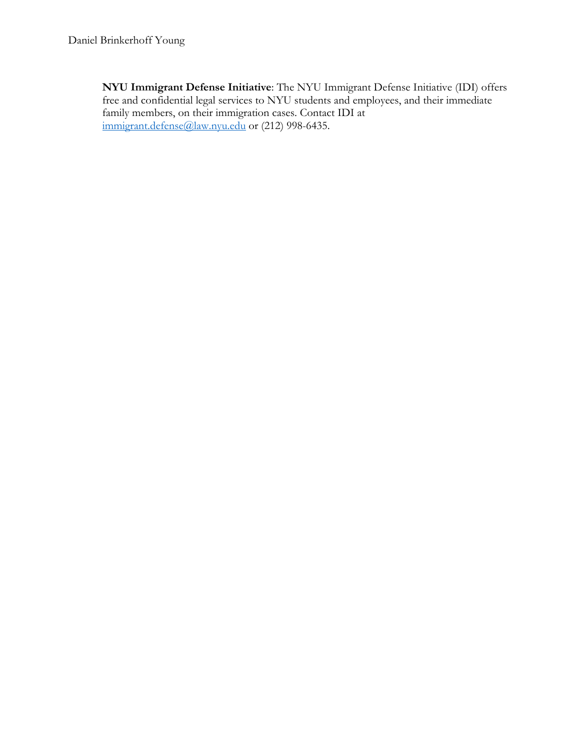**NYU Immigrant Defense Initiative**: The NYU Immigrant Defense Initiative (IDI) offers free and confidential legal services to NYU students and employees, and their immediate family members, on their immigration cases. Contact IDI at immigrant.defense@law.nyu.edu or (212) 998-6435.